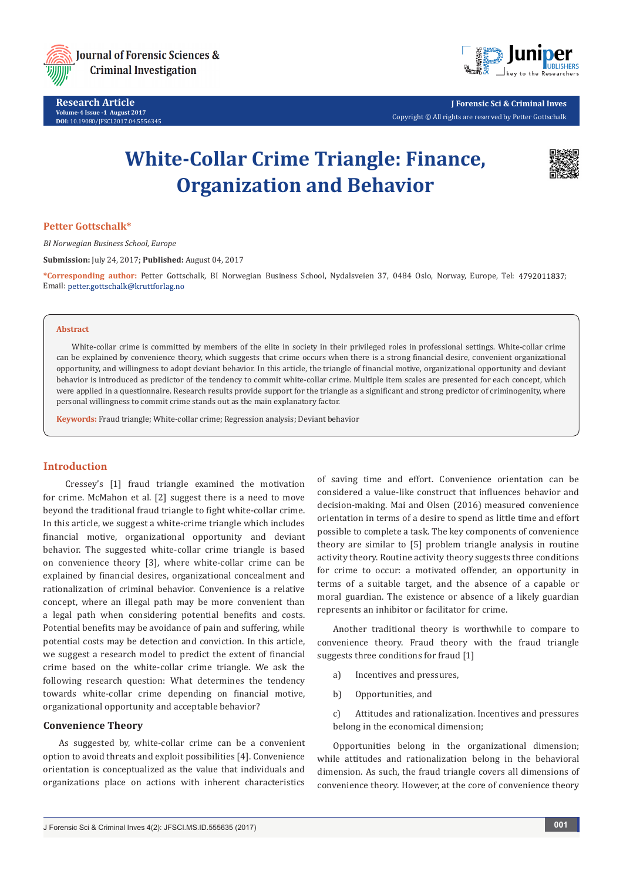Research Article
Volume-4 Issue -1 August 2017
DOI: 10.19080/JFSCI.2017.04.5556345

J Forensic Sci & Criminal Inves
Copyright © All rights are reserved by Petter Gottschalk

# White-Collar Crime Triangle: Finance, Organization and Behavior

**Petter Gottschalk***

*BI Norwegian Business School, Europe*

**Submission:** July 24, 2017; **Published:** August 04, 2017

***Corresponding author:** Petter Gottschalk, BI Norwegian Business School, Nydalsveien 37, 0484 Oslo, Norway, Europe, Tel: 4792011837; Email: petter.gottschalk@kruttforlag.no

## Abstract

White-collar crime is committed by members of the elite in society in their privileged roles in professional settings. White-collar crime can be explained by convenience theory, which suggests that crime occurs when there is a strong financial desire, convenient organizational opportunity, and willingness to adopt deviant behavior. In this article, the triangle of financial motive, organizational opportunity and deviant behavior is introduced as predictor of the tendency to commit white-collar crime. Multiple item scales are presented for each concept, which were applied in a questionnaire. Research results provide support for the triangle as a significant and strong predictor of criminogenity, where personal willingness to commit crime stands out as the main explanatory factor.

**Keywords:** Fraud triangle; White-collar crime; Regression analysis; Deviant behavior

## Introduction

Cressey's [1] fraud triangle examined the motivation for crime. McMahon et al. [2] suggest there is a need to move beyond the traditional fraud triangle to fight white-collar crime. In this article, we suggest a white-crime triangle which includes financial motive, organizational opportunity and deviant behavior. The suggested white-collar crime triangle is based on convenience theory [3], where white-collar crime can be explained by financial desires, organizational concealment and rationalization of criminal behavior. Convenience is a relative concept, where an illegal path may be more convenient than a legal path when considering potential benefits and costs. Potential benefits may be avoidance of pain and suffering, while potential costs may be detection and conviction. In this article, we suggest a research model to predict the extent of financial crime based on the white-collar crime triangle. We ask the following research question: What determines the tendency towards white-collar crime depending on financial motive, organizational opportunity and acceptable behavior?

## Convenience Theory

As suggested by, white-collar crime can be a convenient option to avoid threats and exploit possibilities [4]. Convenience orientation is conceptualized as the value that individuals and organizations place on actions with inherent characteristics of saving time and effort. Convenience orientation can be considered a value-like construct that influences behavior and decision-making. Mai and Olsen (2016) measured convenience orientation in terms of a desire to spend as little time and effort possible to complete a task. The key components of convenience theory are similar to [5] problem triangle analysis in routine activity theory. Routine activity theory suggests three conditions for crime to occur: a motivated offender, an opportunity in terms of a suitable target, and the absence of a capable or moral guardian. The existence or absence of a likely guardian represents an inhibitor or facilitator for crime.

Another traditional theory is worthwhile to compare to convenience theory. Fraud theory with the fraud triangle suggests three conditions for fraud [1]

a) Incentives and pressures,

b) Opportunities, and

c) Attitudes and rationalization. Incentives and pressures belong in the economical dimension;

Opportunities belong in the organizational dimension; while attitudes and rationalization belong in the behavioral dimension. As such, the fraud triangle covers all dimensions of convenience theory. However, at the core of convenience theory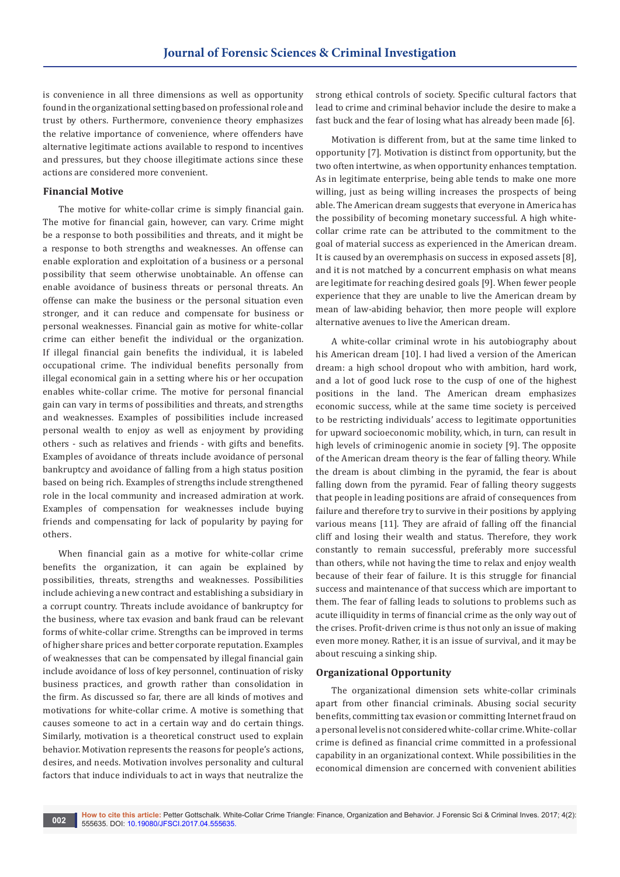is convenience in all three dimensions as well as opportunity found in the organizational setting based on professional role and trust by others. Furthermore, convenience theory emphasizes the relative importance of convenience, where offenders have alternative legitimate actions available to respond to incentives and pressures, but they choose illegitimate actions since these actions are considered more convenient.

### Financial Motive

The motive for white-collar crime is simply financial gain. The motive for financial gain, however, can vary. Crime might be a response to both possibilities and threats, and it might be a response to both strengths and weaknesses. An offense can enable exploration and exploitation of a business or a personal possibility that seem otherwise unobtainable. An offense can enable avoidance of business threats or personal threats. An offense can make the business or the personal situation even stronger, and it can reduce and compensate for business or personal weaknesses. Financial gain as motive for white-collar crime can either benefit the individual or the organization. If illegal financial gain benefits the individual, it is labeled occupational crime. The individual benefits personally from illegal economical gain in a setting where his or her occupation enables white-collar crime. The motive for personal financial gain can vary in terms of possibilities and threats, and strengths and weaknesses. Examples of possibilities include increased personal wealth to enjoy as well as enjoyment by providing others - such as relatives and friends - with gifts and benefits. Examples of avoidance of threats include avoidance of personal bankruptcy and avoidance of falling from a high status position based on being rich. Examples of strengths include strengthened role in the local community and increased admiration at work. Examples of compensation for weaknesses include buying friends and compensating for lack of popularity by paying for others.

When financial gain as a motive for white-collar crime benefits the organization, it can again be explained by possibilities, threats, strengths and weaknesses. Possibilities include achieving a new contract and establishing a subsidiary in a corrupt country. Threats include avoidance of bankruptcy for the business, where tax evasion and bank fraud can be relevant forms of white-collar crime. Strengths can be improved in terms of higher share prices and better corporate reputation. Examples of weaknesses that can be compensated by illegal financial gain include avoidance of loss of key personnel, continuation of risky business practices, and growth rather than consolidation in the firm. As discussed so far, there are all kinds of motives and motivations for white-collar crime. A motive is something that causes someone to act in a certain way and do certain things. Similarly, motivation is a theoretical construct used to explain behavior. Motivation represents the reasons for people's actions, desires, and needs. Motivation involves personality and cultural factors that induce individuals to act in ways that neutralize the strong ethical controls of society. Specific cultural factors that lead to crime and criminal behavior include the desire to make a fast buck and the fear of losing what has already been made [6].

Motivation is different from, but at the same time linked to opportunity [7]. Motivation is distinct from opportunity, but the two often intertwine, as when opportunity enhances temptation. As in legitimate enterprise, being able tends to make one more willing, just as being willing increases the prospects of being able. The American dream suggests that everyone in America has the possibility of becoming monetary successful. A high white-collar crime rate can be attributed to the commitment to the goal of material success as experienced in the American dream. It is caused by an overemphasis on success in exposed assets [8], and it is not matched by a concurrent emphasis on what means are legitimate for reaching desired goals [9]. When fewer people experience that they are unable to live the American dream by mean of law-abiding behavior, then more people will explore alternative avenues to live the American dream.

A white-collar criminal wrote in his autobiography about his American dream [10]. I had lived a version of the American dream: a high school dropout who with ambition, hard work, and a lot of good luck rose to the cusp of one of the highest positions in the land. The American dream emphasizes economic success, while at the same time society is perceived to be restricting individuals' access to legitimate opportunities for upward socioeconomic mobility, which, in turn, can result in high levels of criminogenic anomie in society [9]. The opposite of the American dream theory is the fear of falling theory. While the dream is about climbing in the pyramid, the fear is about falling down from the pyramid. Fear of falling theory suggests that people in leading positions are afraid of consequences from failure and therefore try to survive in their positions by applying various means [11]. They are afraid of falling off the financial cliff and losing their wealth and status. Therefore, they work constantly to remain successful, preferably more successful than others, while not having the time to relax and enjoy wealth because of their fear of failure. It is this struggle for financial success and maintenance of that success which are important to them. The fear of falling leads to solutions to problems such as acute illiquidity in terms of financial crime as the only way out of the crises. Profit-driven crime is thus not only an issue of making even more money. Rather, it is an issue of survival, and it may be about rescuing a sinking ship.

### Organizational Opportunity

The organizational dimension sets white-collar criminals apart from other financial criminals. Abusing social security benefits, committing tax evasion or committing Internet fraud on a personal level is not considered white-collar crime. White-collar crime is defined as financial crime committed in a professional capability in an organizational context. While possibilities in the economical dimension are concerned with convenient abilities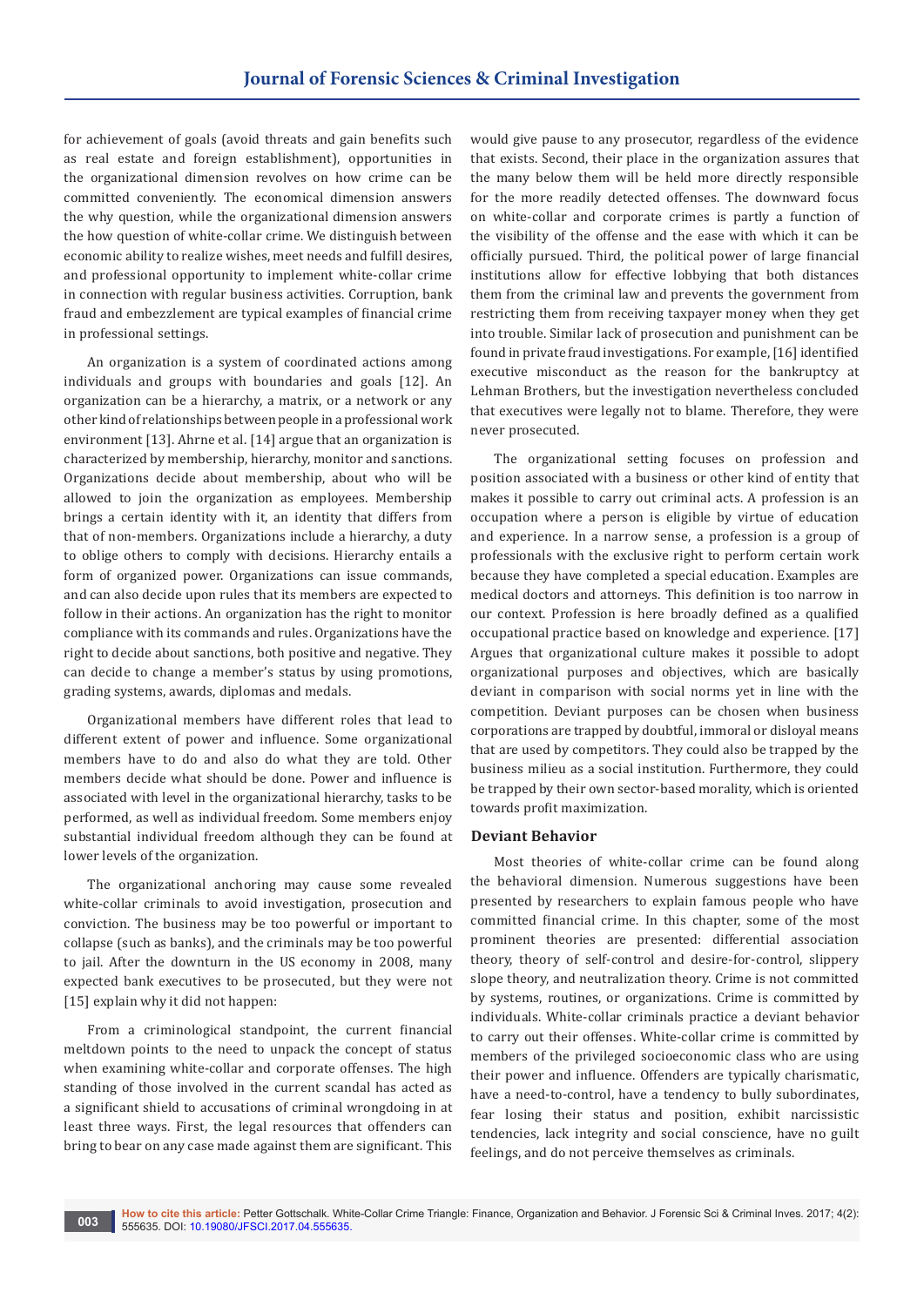for achievement of goals (avoid threats and gain benefits such as real estate and foreign establishment), opportunities in the organizational dimension revolves on how crime can be committed conveniently. The economical dimension answers the why question, while the organizational dimension answers the how question of white-collar crime. We distinguish between economic ability to realize wishes, meet needs and fulfill desires, and professional opportunity to implement white-collar crime in connection with regular business activities. Corruption, bank fraud and embezzlement are typical examples of financial crime in professional settings.

An organization is a system of coordinated actions among individuals and groups with boundaries and goals [12]. An organization can be a hierarchy, a matrix, or a network or any other kind of relationships between people in a professional work environment [13]. Ahrne et al. [14] argue that an organization is characterized by membership, hierarchy, monitor and sanctions. Organizations decide about membership, about who will be allowed to join the organization as employees. Membership brings a certain identity with it, an identity that differs from that of non-members. Organizations include a hierarchy, a duty to oblige others to comply with decisions. Hierarchy entails a form of organized power. Organizations can issue commands, and can also decide upon rules that its members are expected to follow in their actions. An organization has the right to monitor compliance with its commands and rules. Organizations have the right to decide about sanctions, both positive and negative. They can decide to change a member's status by using promotions, grading systems, awards, diplomas and medals.

Organizational members have different roles that lead to different extent of power and influence. Some organizational members have to do and also do what they are told. Other members decide what should be done. Power and influence is associated with level in the organizational hierarchy, tasks to be performed, as well as individual freedom. Some members enjoy substantial individual freedom although they can be found at lower levels of the organization.

The organizational anchoring may cause some revealed white-collar criminals to avoid investigation, prosecution and conviction. The business may be too powerful or important to collapse (such as banks), and the criminals may be too powerful to jail. After the downturn in the US economy in 2008, many expected bank executives to be prosecuted, but they were not [15] explain why it did not happen:

From a criminological standpoint, the current financial meltdown points to the need to unpack the concept of status when examining white-collar and corporate offenses. The high standing of those involved in the current scandal has acted as a significant shield to accusations of criminal wrongdoing in at least three ways. First, the legal resources that offenders can bring to bear on any case made against them are significant. This would give pause to any prosecutor, regardless of the evidence that exists. Second, their place in the organization assures that the many below them will be held more directly responsible for the more readily detected offenses. The downward focus on white-collar and corporate crimes is partly a function of the visibility of the offense and the ease with which it can be officially pursued. Third, the political power of large financial institutions allow for effective lobbying that both distances them from the criminal law and prevents the government from restricting them from receiving taxpayer money when they get into trouble. Similar lack of prosecution and punishment can be found in private fraud investigations. For example, [16] identified executive misconduct as the reason for the bankruptcy at Lehman Brothers, but the investigation nevertheless concluded that executives were legally not to blame. Therefore, they were never prosecuted.

The organizational setting focuses on profession and position associated with a business or other kind of entity that makes it possible to carry out criminal acts. A profession is an occupation where a person is eligible by virtue of education and experience. In a narrow sense, a profession is a group of professionals with the exclusive right to perform certain work because they have completed a special education. Examples are medical doctors and attorneys. This definition is too narrow in our context. Profession is here broadly defined as a qualified occupational practice based on knowledge and experience. [17] Argues that organizational culture makes it possible to adopt organizational purposes and objectives, which are basically deviant in comparison with social norms yet in line with the competition. Deviant purposes can be chosen when business corporations are trapped by doubtful, immoral or disloyal means that are used by competitors. They could also be trapped by the business milieu as a social institution. Furthermore, they could be trapped by their own sector-based morality, which is oriented towards profit maximization.

## Deviant Behavior

Most theories of white-collar crime can be found along the behavioral dimension. Numerous suggestions have been presented by researchers to explain famous people who have committed financial crime. In this chapter, some of the most prominent theories are presented: differential association theory, theory of self-control and desire-for-control, slippery slope theory, and neutralization theory. Crime is not committed by systems, routines, or organizations. Crime is committed by individuals. White-collar criminals practice a deviant behavior to carry out their offenses. White-collar crime is committed by members of the privileged socioeconomic class who are using their power and influence. Offenders are typically charismatic, have a need-to-control, have a tendency to bully subordinates, fear losing their status and position, exhibit narcissistic tendencies, lack integrity and social conscience, have no guilt feelings, and do not perceive themselves as criminals.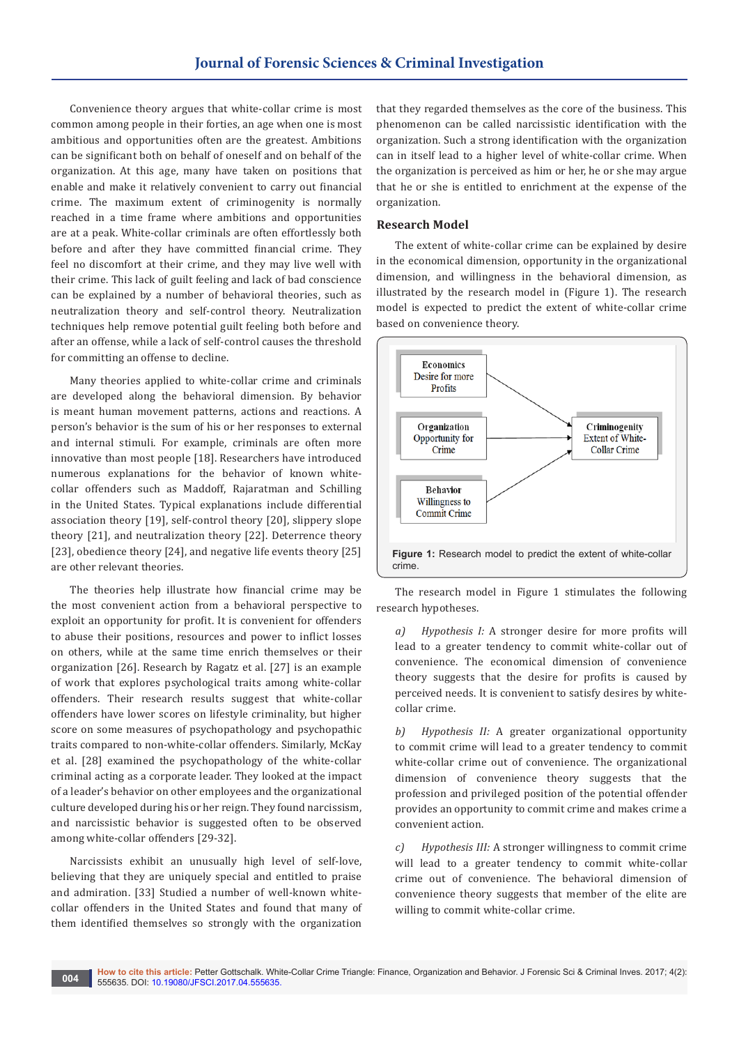Convenience theory argues that white-collar crime is most common among people in their forties, an age when one is most ambitious and opportunities often are the greatest. Ambitions can be significant both on behalf of oneself and on behalf of the organization. At this age, many have taken on positions that enable and make it relatively convenient to carry out financial crime. The maximum extent of criminogenity is normally reached in a time frame where ambitions and opportunities are at a peak. White-collar criminals are often effortlessly both before and after they have committed financial crime. They feel no discomfort at their crime, and they may live well with their crime. This lack of guilt feeling and lack of bad conscience can be explained by a number of behavioral theories, such as neutralization theory and self-control theory. Neutralization techniques help remove potential guilt feeling both before and after an offense, while a lack of self-control causes the threshold for committing an offense to decline.

Many theories applied to white-collar crime and criminals are developed along the behavioral dimension. By behavior is meant human movement patterns, actions and reactions. A person's behavior is the sum of his or her responses to external and internal stimuli. For example, criminals are often more innovative than most people [18]. Researchers have introduced numerous explanations for the behavior of known white-collar offenders such as Maddoff, Rajaratman and Schilling in the United States. Typical explanations include differential association theory [19], self-control theory [20], slippery slope theory [21], and neutralization theory [22]. Deterrence theory [23], obedience theory [24], and negative life events theory [25] are other relevant theories.

The theories help illustrate how financial crime may be the most convenient action from a behavioral perspective to exploit an opportunity for profit. It is convenient for offenders to abuse their positions, resources and power to inflict losses on others, while at the same time enrich themselves or their organization [26]. Research by Ragatz et al. [27] is an example of work that explores psychological traits among white-collar offenders. Their research results suggest that white-collar offenders have lower scores on lifestyle criminality, but higher score on some measures of psychopathology and psychopathic traits compared to non-white-collar offenders. Similarly, McKay et al. [28] examined the psychopathology of the white-collar criminal acting as a corporate leader. They looked at the impact of a leader's behavior on other employees and the organizational culture developed during his or her reign. They found narcissism, and narcissistic behavior is suggested often to be observed among white-collar offenders [29-32].

Narcissists exhibit an unusually high level of self-love, believing that they are uniquely special and entitled to praise and admiration. [33] Studied a number of well-known white-collar offenders in the United States and found that many of them identified themselves so strongly with the organization that they regarded themselves as the core of the business. This phenomenon can be called narcissistic identification with the organization. Such a strong identification with the organization can in itself lead to a higher level of white-collar crime. When the organization is perceived as him or her, he or she may argue that he or she is entitled to enrichment at the expense of the organization.

## Research Model

The extent of white-collar crime can be explained by desire in the economical dimension, opportunity in the organizational dimension, and willingness in the behavioral dimension, as illustrated by the research model in (Figure 1). The research model is expected to predict the extent of white-collar crime based on convenience theory.

Economics Desire for more Profits → Criminogenity Extent of White-Collar Crime

Organization Opportunity for Crime → Criminogenity Extent of White-Collar Crime

Behavior Willingness to Commit Crime → Criminogenity Extent of White-Collar Crime

**Figure 1:** Research model to predict the extent of white-collar crime.

The research model in Figure 1 stimulates the following research hypotheses.

a) *Hypothesis I:* A stronger desire for more profits will lead to a greater tendency to commit white-collar out of convenience. The economical dimension of convenience theory suggests that the desire for profits is caused by perceived needs. It is convenient to satisfy desires by white-collar crime.

b) *Hypothesis II:* A greater organizational opportunity to commit crime will lead to a greater tendency to commit white-collar crime out of convenience. The organizational dimension of convenience theory suggests that the profession and privileged position of the potential offender provides an opportunity to commit crime and makes crime a convenient action.

c) *Hypothesis III:* A stronger willingness to commit crime will lead to a greater tendency to commit white-collar crime out of convenience. The behavioral dimension of convenience theory suggests that member of the elite are willing to commit white-collar crime.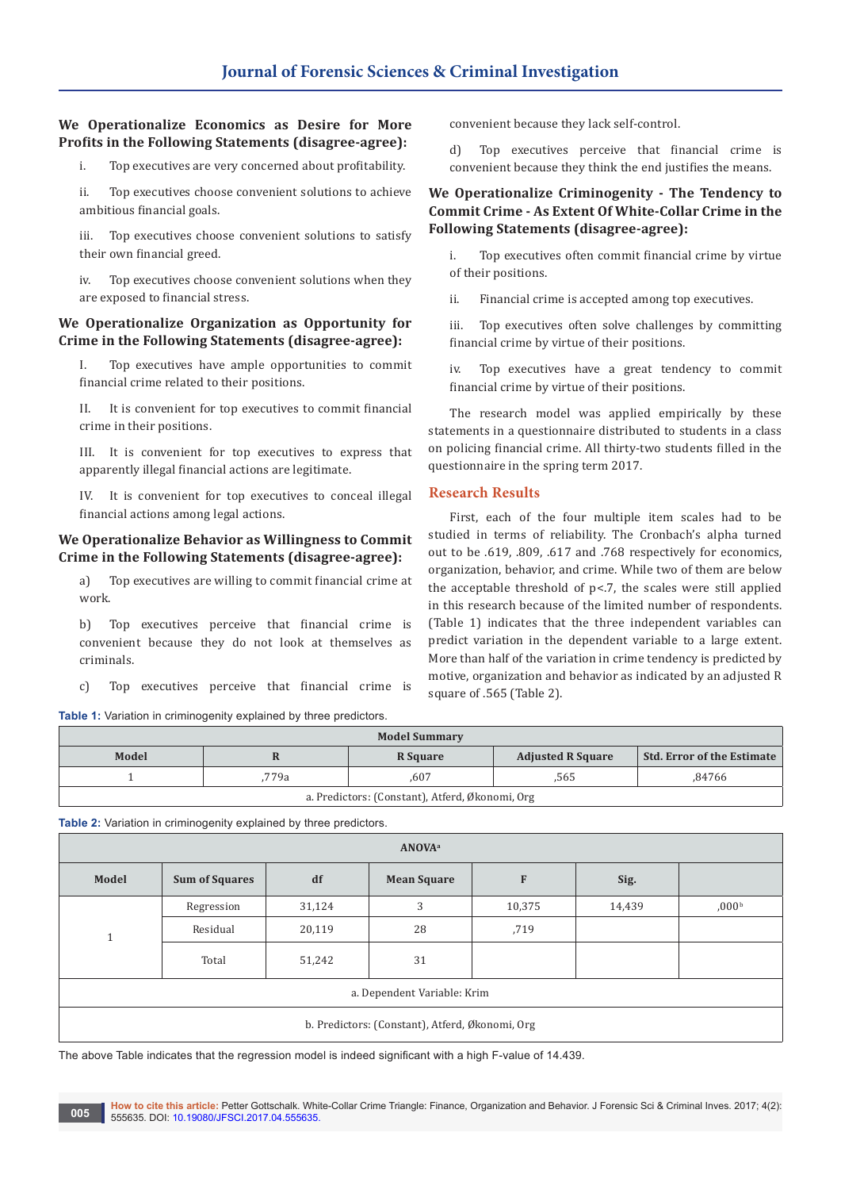### We Operationalize Economics as Desire for More Profits in the Following Statements (disagree-agree):

i. Top executives are very concerned about profitability.

ii. Top executives choose convenient solutions to achieve ambitious financial goals.

iii. Top executives choose convenient solutions to satisfy their own financial greed.

iv. Top executives choose convenient solutions when they are exposed to financial stress.

### We Operationalize Organization as Opportunity for Crime in the Following Statements (disagree-agree):

I. Top executives have ample opportunities to commit financial crime related to their positions.

II. It is convenient for top executives to commit financial crime in their positions.

III. It is convenient for top executives to express that apparently illegal financial actions are legitimate.

IV. It is convenient for top executives to conceal illegal financial actions among legal actions.

### We Operationalize Behavior as Willingness to Commit Crime in the Following Statements (disagree-agree):

a) Top executives are willing to commit financial crime at work.

b) Top executives perceive that financial crime is convenient because they do not look at themselves as criminals.

c) Top executives perceive that financial crime is convenient because they lack self-control.

d) Top executives perceive that financial crime is convenient because they think the end justifies the means.

### We Operationalize Criminogenity - The Tendency to Commit Crime - As Extent Of White-Collar Crime in the Following Statements (disagree-agree):

i. Top executives often commit financial crime by virtue of their positions.

ii. Financial crime is accepted among top executives.

iii. Top executives often solve challenges by committing financial crime by virtue of their positions.

iv. Top executives have a great tendency to commit financial crime by virtue of their positions.

The research model was applied empirically by these statements in a questionnaire distributed to students in a class on policing financial crime. All thirty-two students filled in the questionnaire in the spring term 2017.

## Research Results

First, each of the four multiple item scales had to be studied in terms of reliability. The Cronbach's alpha turned out to be .619, .809, .617 and .768 respectively for economics, organization, behavior, and crime. While two of them are below the acceptable threshold of $p<.7$, the scales were still applied in this research because of the limited number of respondents. (Table 1) indicates that the three independent variables can predict variation in the dependent variable to a large extent. More than half of the variation in crime tendency is predicted by motive, organization and behavior as indicated by an adjusted R square of .565 (Table 2).

**Table 1:** Variation in criminogenity explained by three predictors.

| Model Summary | | | | |
|---|---|---|---|---|
| **Model** | **R** | **R Square** | **Adjusted R Square** | **Std. Error of the Estimate** |
| 1 | ,779a | ,607 | ,565 | ,84766 |
| a. Predictors: (Constant), Atferd, Økonomi, Org | | | | |

**Table 2:** Variation in criminogenity explained by three predictors.

| ANOVA[a] | | | | | | |
|---|---|---|---|---|---|---|
| **Model** | **Sum of Squares** | **df** | **Mean Square** | **F** | **Sig.** | |
| 1 | Regression | 31,124 | 3 | 10,375 | 14,439 | ,000[b] |
| | Residual | 20,119 | 28 | ,719 | | |
| | Total | 51,242 | 31 | | | |
| a. Dependent Variable: Krim | | | | | | |
| b. Predictors: (Constant), Atferd, Økonomi, Org | | | | | | |

The above Table indicates that the regression model is indeed significant with a high F-value of 14.439.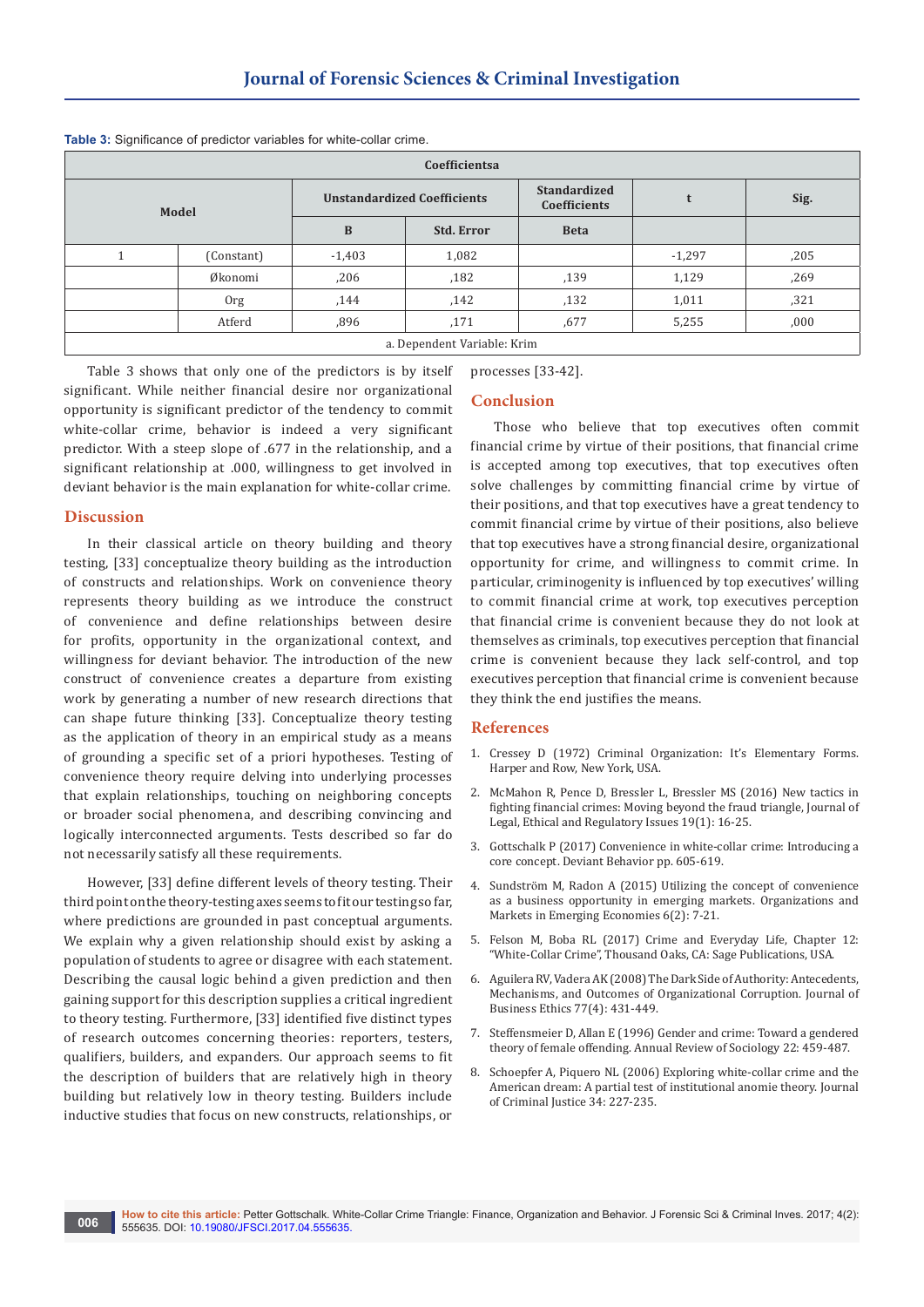**Table 3:** Significance of predictor variables for white-collar crime.

| Coefficientsa | | | | | | |
|---|---|---|---|---|---|---|
| Model | | Unstandardized Coefficients | | Standardized Coefficients | t | Sig. |
| | | B | Std. Error | Beta | | |
| 1 | (Constant) | -1,403 | 1,082 | | -1,297 | ,205 |
| | Økonomi | ,206 | ,182 | ,139 | 1,129 | ,269 |
| | Org | ,144 | ,142 | ,132 | 1,011 | ,321 |
| | Atferd | ,896 | ,171 | ,677 | 5,255 | ,000 |
| a. Dependent Variable: Krim | | | | | | |

Table 3 shows that only one of the predictors is by itself significant. While neither financial desire nor organizational opportunity is significant predictor of the tendency to commit white-collar crime, behavior is indeed a very significant predictor. With a steep slope of .677 in the relationship, and a significant relationship at .000, willingness to get involved in deviant behavior is the main explanation for white-collar crime.

## Discussion

In their classical article on theory building and theory testing, [33] conceptualize theory building as the introduction of constructs and relationships. Work on convenience theory represents theory building as we introduce the construct of convenience and define relationships between desire for profits, opportunity in the organizational context, and willingness for deviant behavior. The introduction of the new construct of convenience creates a departure from existing work by generating a number of new research directions that can shape future thinking [33]. Conceptualize theory testing as the application of theory in an empirical study as a means of grounding a specific set of a priori hypotheses. Testing of convenience theory require delving into underlying processes that explain relationships, touching on neighboring concepts or broader social phenomena, and describing convincing and logically interconnected arguments. Tests described so far do not necessarily satisfy all these requirements.

However, [33] define different levels of theory testing. Their third point on the theory-testing axes seems to fit our testing so far, where predictions are grounded in past conceptual arguments. We explain why a given relationship should exist by asking a population of students to agree or disagree with each statement. Describing the causal logic behind a given prediction and then gaining support for this description supplies a critical ingredient to theory testing. Furthermore, [33] identified five distinct types of research outcomes concerning theories: reporters, testers, qualifiers, builders, and expanders. Our approach seems to fit the description of builders that are relatively high in theory building but relatively low in theory testing. Builders include inductive studies that focus on new constructs, relationships, or processes [33-42].

## Conclusion

Those who believe that top executives often commit financial crime by virtue of their positions, that financial crime is accepted among top executives, that top executives often solve challenges by committing financial crime by virtue of their positions, and that top executives have a great tendency to commit financial crime by virtue of their positions, also believe that top executives have a strong financial desire, organizational opportunity for crime, and willingness to commit crime. In particular, criminogenity is influenced by top executives' willing to commit financial crime at work, top executives perception that financial crime is convenient because they do not look at themselves as criminals, top executives perception that financial crime is convenient because they lack self-control, and top executives perception that financial crime is convenient because they think the end justifies the means.

## References

1. Cressey D (1972) Criminal Organization: It's Elementary Forms. Harper and Row, New York, USA.
2. McMahon R, Pence D, Bressler L, Bressler MS (2016) New tactics in fighting financial crimes: Moving beyond the fraud triangle, Journal of Legal, Ethical and Regulatory Issues 19(1): 16-25.
3. Gottschalk P (2017) Convenience in white-collar crime: Introducing a core concept. Deviant Behavior pp. 605-619.
4. Sundström M, Radon A (2015) Utilizing the concept of convenience as a business opportunity in emerging markets. Organizations and Markets in Emerging Economies 6(2): 7-21.
5. Felson M, Boba RL (2017) Crime and Everyday Life, Chapter 12: "White-Collar Crime", Thousand Oaks, CA: Sage Publications, USA.
6. Aguilera RV, Vadera AK (2008) The Dark Side of Authority: Antecedents, Mechanisms, and Outcomes of Organizational Corruption. Journal of Business Ethics 77(4): 431-449.
7. Steffensmeier D, Allan E (1996) Gender and crime: Toward a gendered theory of female offending. Annual Review of Sociology 22: 459-487.
8. Schoepfer A, Piquero NL (2006) Exploring white-collar crime and the American dream: A partial test of institutional anomie theory. Journal of Criminal Justice 34: 227-235.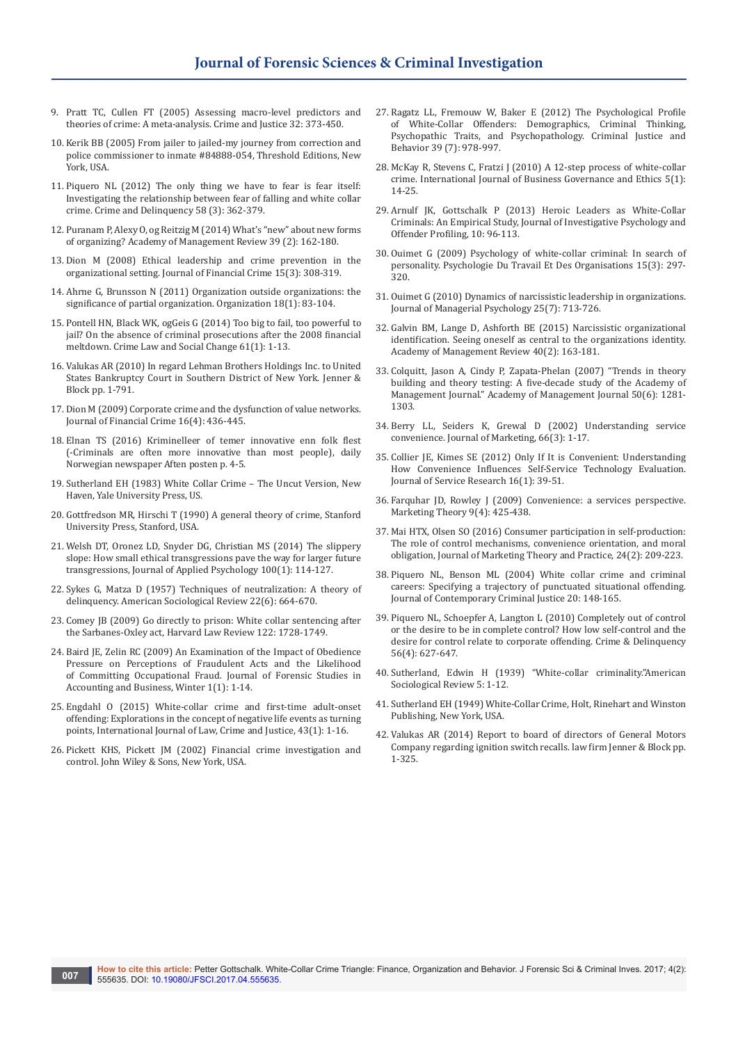9. Pratt TC, Cullen FT (2005) Assessing macro-level predictors and theories of crime: A meta-analysis. Crime and Justice 32: 373-450.
10. Kerik BB (2005) From jailer to jailed-my journey from correction and police commissioner to inmate #84888-054, Threshold Editions, New York, USA.
11. Piquero NL (2012) The only thing we have to fear is fear itself: Investigating the relationship between fear of falling and white collar crime. Crime and Delinquency 58 (3): 362-379.
12. Puranam P, Alexy O, og Reitzig M (2014) What's "new" about new forms of organizing? Academy of Management Review 39 (2): 162-180.
13. Dion M (2008) Ethical leadership and crime prevention in the organizational setting. Journal of Financial Crime 15(3): 308-319.
14. Ahrne G, Brunsson N (2011) Organization outside organizations: the significance of partial organization. Organization 18(1): 83-104.
15. Pontell HN, Black WK, ogGeis G (2014) Too big to fail, too powerful to jail? On the absence of criminal prosecutions after the 2008 financial meltdown. Crime Law and Social Change 61(1): 1-13.
16. Valukas AR (2010) In regard Lehman Brothers Holdings Inc. to United States Bankruptcy Court in Southern District of New York. Jenner & Block pp. 1-791.
17. Dion M (2009) Corporate crime and the dysfunction of value networks. Journal of Financial Crime 16(4): 436-445.
18. Elnan TS (2016) Kriminelleer of temer innovative enn folk flest (-Criminals are often more innovative than most people), daily Norwegian newspaper Aften posten p. 4-5.
19. Sutherland EH (1983) White Collar Crime – The Uncut Version, New Haven, Yale University Press, US.
20. Gottfredson MR, Hirschi T (1990) A general theory of crime, Stanford University Press, Stanford, USA.
21. Welsh DT, Oronez LD, Snyder DG, Christian MS (2014) The slippery slope: How small ethical transgressions pave the way for larger future transgressions, Journal of Applied Psychology 100(1): 114-127.
22. Sykes G, Matza D (1957) Techniques of neutralization: A theory of delinquency. American Sociological Review 22(6): 664-670.
23. Comey JB (2009) Go directly to prison: White collar sentencing after the Sarbanes-Oxley act, Harvard Law Review 122: 1728-1749.
24. Baird JE, Zelin RC (2009) An Examination of the Impact of Obedience Pressure on Perceptions of Fraudulent Acts and the Likelihood of Committing Occupational Fraud. Journal of Forensic Studies in Accounting and Business, Winter 1(1): 1-14.
25. Engdahl O (2015) White-collar crime and first-time adult-onset offending: Explorations in the concept of negative life events as turning points, International Journal of Law, Crime and Justice, 43(1): 1-16.
26. Pickett KHS, Pickett JM (2002) Financial crime investigation and control. John Wiley & Sons, New York, USA.
27. Ragatz LL, Fremouw W, Baker E (2012) The Psychological Profile of White-Collar Offenders: Demographics, Criminal Thinking, Psychopathic Traits, and Psychopathology. Criminal Justice and Behavior 39 (7): 978-997.
28. McKay R, Stevens C, Fratzi J (2010) A 12-step process of white-collar crime. International Journal of Business Governance and Ethics 5(1): 14-25.
29. Arnulf JK, Gottschalk P (2013) Heroic Leaders as White-Collar Criminals: An Empirical Study, Journal of Investigative Psychology and Offender Profiling, 10: 96-113.
30. Ouimet G (2009) Psychology of white-collar criminal: In search of personality. Psychologie Du Travail Et Des Organisations 15(3): 297-320.
31. Ouimet G (2010) Dynamics of narcissistic leadership in organizations. Journal of Managerial Psychology 25(7): 713-726.
32. Galvin BM, Lange D, Ashforth BE (2015) Narcissistic organizational identification. Seeing oneself as central to the organizations identity. Academy of Management Review 40(2): 163-181.
33. Colquitt, Jason A, Cindy P, Zapata-Phelan (2007) "Trends in theory building and theory testing: A five-decade study of the Academy of Management Journal." Academy of Management Journal 50(6): 1281-1303.
34. Berry LL, Seiders K, Grewal D (2002) Understanding service convenience. Journal of Marketing, 66(3): 1-17.
35. Collier JE, Kimes SE (2012) Only If It is Convenient: Understanding How Convenience Influences Self-Service Technology Evaluation. Journal of Service Research 16(1): 39-51.
36. Farquhar JD, Rowley J (2009) Convenience: a services perspective. Marketing Theory 9(4): 425-438.
37. Mai HTX, Olsen SO (2016) Consumer participation in self-production: The role of control mechanisms, convenience orientation, and moral obligation, Journal of Marketing Theory and Practice, 24(2): 209-223.
38. Piquero NL, Benson ML (2004) White collar crime and criminal careers: Specifying a trajectory of punctuated situational offending. Journal of Contemporary Criminal Justice 20: 148-165.
39. Piquero NL, Schoepfer A, Langton L (2010) Completely out of control or the desire to be in complete control? How low self-control and the desire for control relate to corporate offending. Crime & Delinquency 56(4): 627-647.
40. Sutherland, Edwin H (1939) "White-collar criminality."American Sociological Review 5: 1-12.
41. Sutherland EH (1949) White-Collar Crime, Holt, Rinehart and Winston Publishing, New York, USA.
42. Valukas AR (2014) Report to board of directors of General Motors Company regarding ignition switch recalls. law firm Jenner & Block pp. 1-325.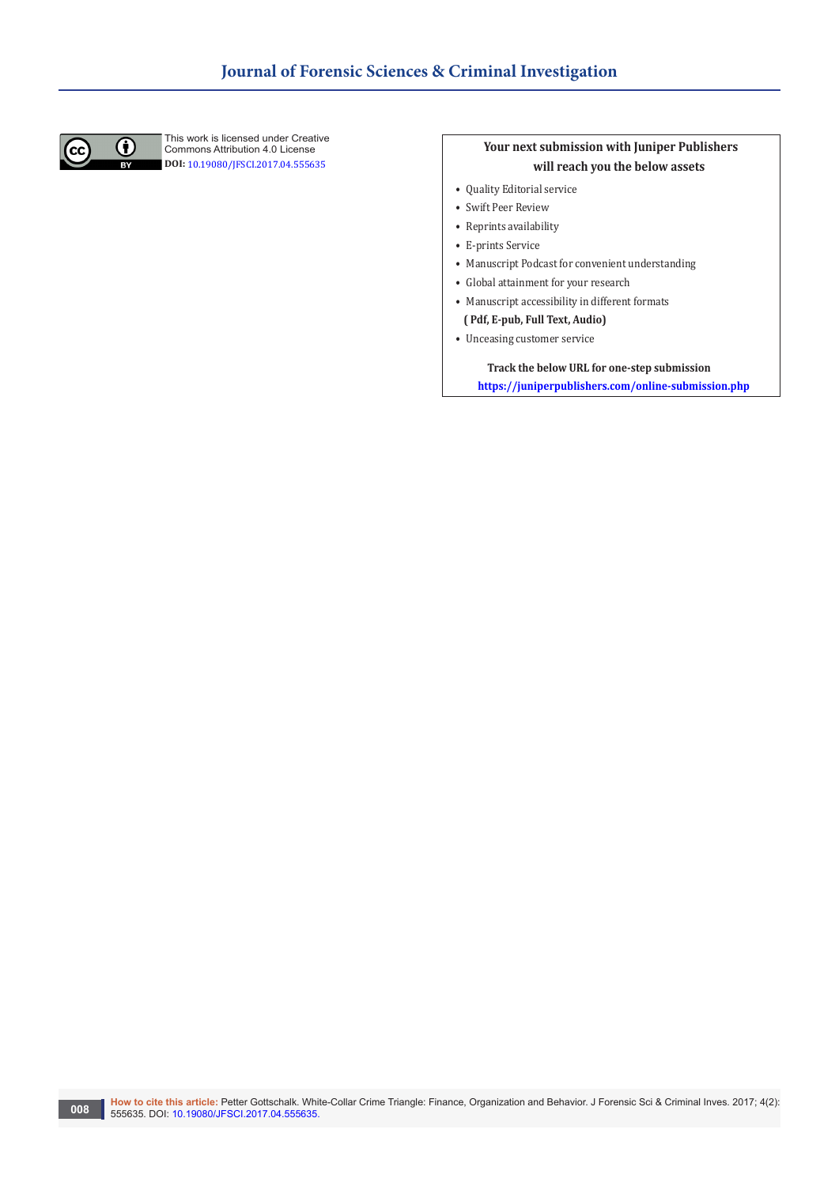This work is licensed under Creative Commons Attribution 4.0 License

**DOI:** 10.19080/JFSCI.2017.04.555635

**Your next submission with Juniper Publishers will reach you the below assets**

- Quality Editorial service
- Swift Peer Review
- Reprints availability
- E-prints Service
- Manuscript Podcast for convenient understanding
- Global attainment for your research
- Manuscript accessibility in different formats

**( Pdf, E-pub, Full Text, Audio)**

- Unceasing customer service

**Track the below URL for one-step submission**

**https://juniperpublishers.com/online-submission.php**

**How to cite this article:** Petter Gottschalk. White-Collar Crime Triangle: Finance, Organization and Behavior. J Forensic Sci & Criminal Inves. 2017; 4(2): 555635. DOI: 10.19080/JFSCI.2017.04.555635.